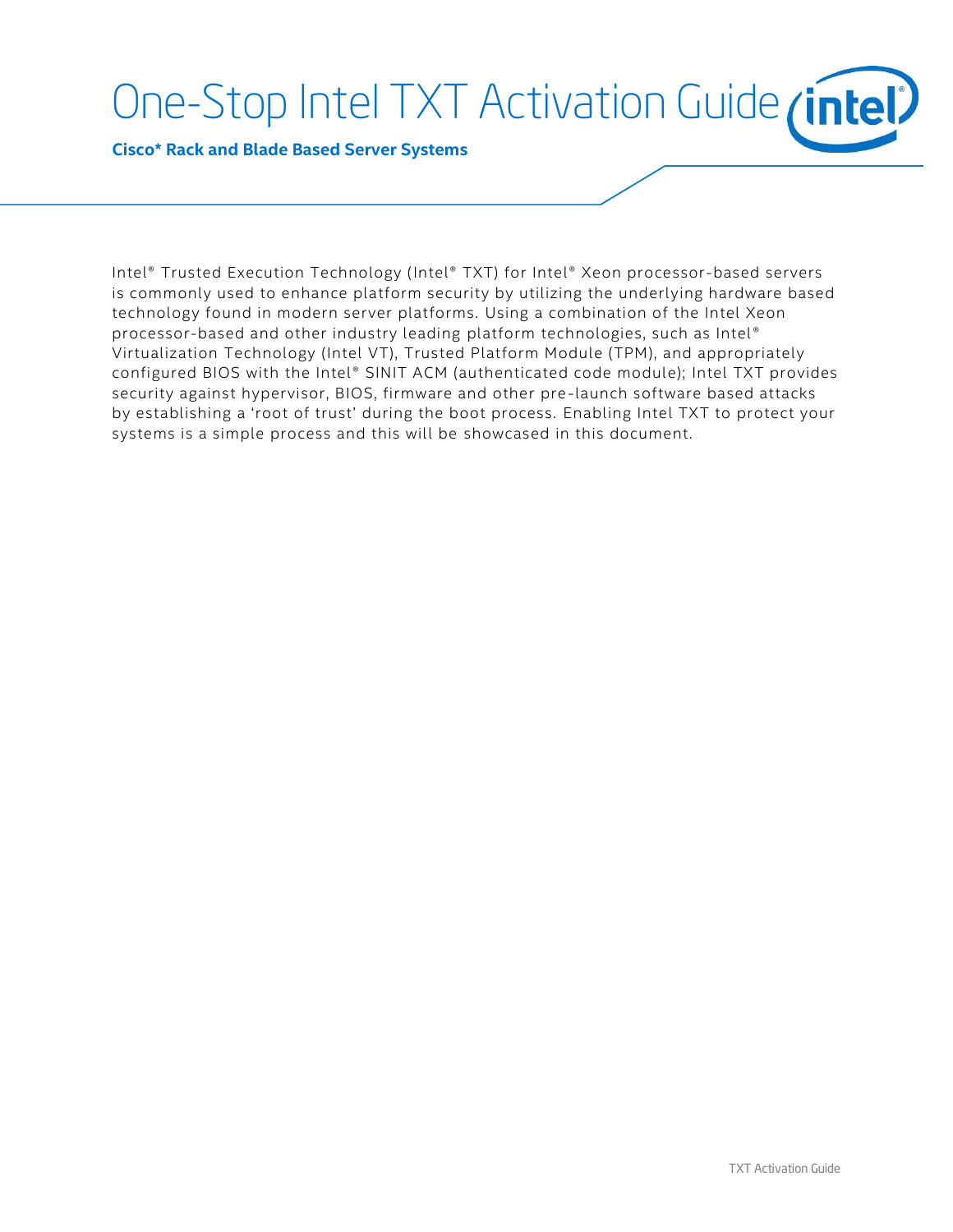# One-Stop Intel TXT Activation Guide

**Cisco* Rack and Blade Based Server Systems**

Intel® Trusted Execution Technology (Intel® TXT) for Intel® Xeon processor-based servers is commonly used to enhance platform security by utilizing the underlying hardware based technology found in modern server platforms. Using a combination of the Intel Xeon processor-based and other industry leading platform technologies, such as Intel® Virtualization Technology (Intel VT), Trusted Platform Module (TPM), and appropriately configured BIOS with the Intel® SINIT ACM (authenticated code module); Intel TXT provides security against hypervisor, BIOS, firmware and other pre-launch software based attacks by establishing a 'root of trust' during the boot process. Enabling Intel TXT to protect your systems is a simple process and this will be showcased in this document.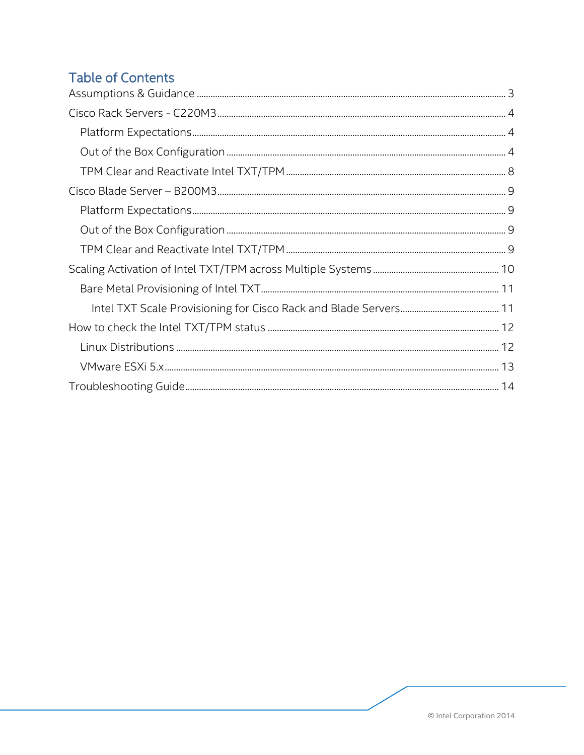## Table of Contents

- Assumptions & Guidance ... 3
- Cisco Rack Servers - C220M3 ... 4
  - Platform Expectations ... 4
  - Out of the Box Configuration ... 4
  - TPM Clear and Reactivate Intel TXT/TPM ... 8
- Cisco Blade Server – B200M3 ... 9
  - Platform Expectations ... 9
  - Out of the Box Configuration ... 9
  - TPM Clear and Reactivate Intel TXT/TPM ... 9
- Scaling Activation of Intel TXT/TPM across Multiple Systems ... 10
  - Bare Metal Provisioning of Intel TXT ... 11
    - Intel TXT Scale Provisioning for Cisco Rack and Blade Servers ... 11
- How to check the Intel TXT/TPM status ... 12
  - Linux Distributions ... 12
  - VMware ESXi 5.x ... 13
- Troubleshooting Guide ... 14

© Intel Corporation 2014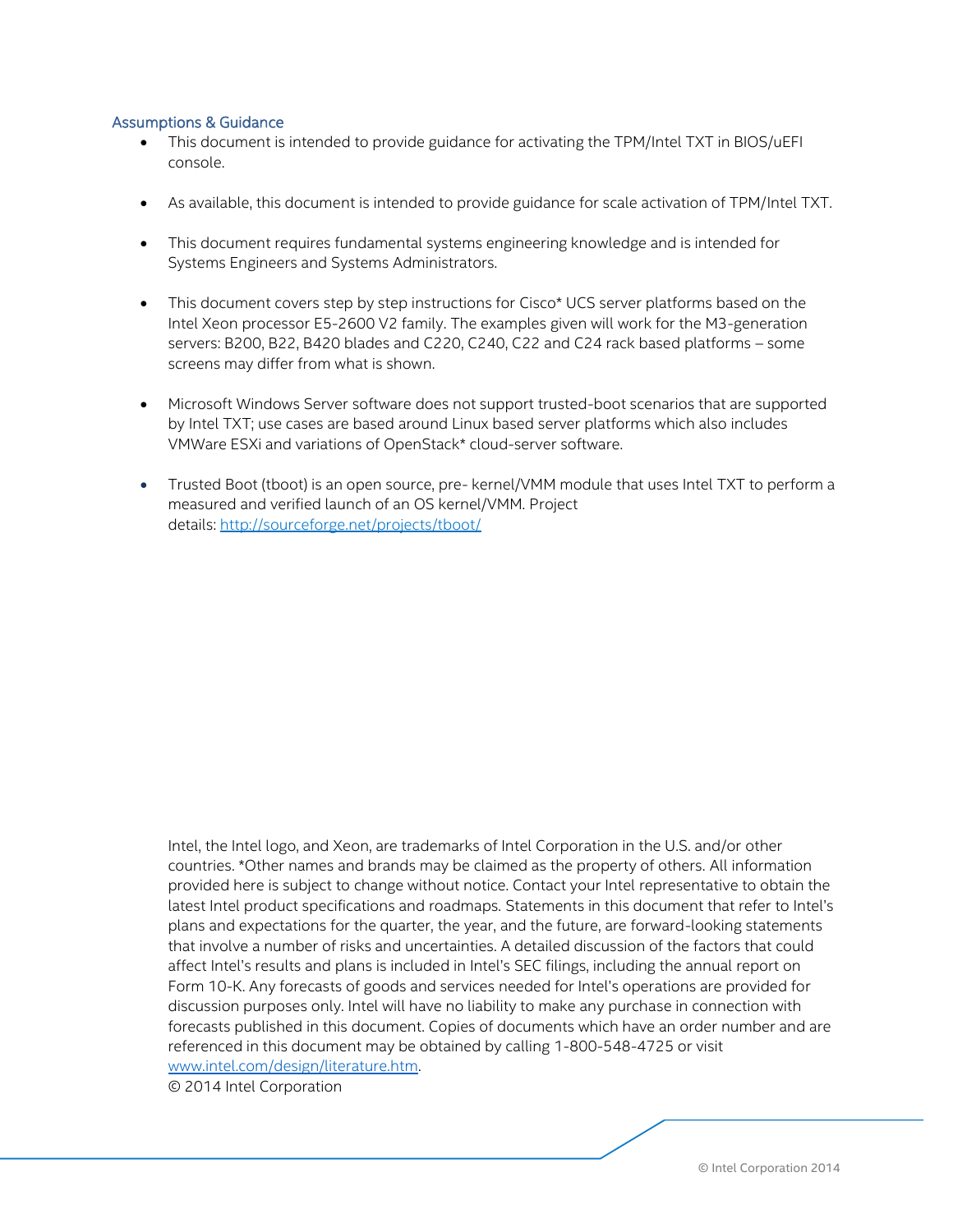### Assumptions & Guidance

- This document is intended to provide guidance for activating the TPM/Intel TXT in BIOS/uEFI console.
- As available, this document is intended to provide guidance for scale activation of TPM/Intel TXT.
- This document requires fundamental systems engineering knowledge and is intended for Systems Engineers and Systems Administrators.
- This document covers step by step instructions for Cisco* UCS server platforms based on the Intel Xeon processor E5-2600 V2 family. The examples given will work for the M3-generation servers: B200, B22, B420 blades and C220, C240, C22 and C24 rack based platforms – some screens may differ from what is shown.
- Microsoft Windows Server software does not support trusted-boot scenarios that are supported by Intel TXT; use cases are based around Linux based server platforms which also includes VMWare ESXi and variations of OpenStack* cloud-server software.
- Trusted Boot (tboot) is an open source, pre- kernel/VMM module that uses Intel TXT to perform a measured and verified launch of an OS kernel/VMM. Project details: [http://sourceforge.net/projects/tboot/](http://sourceforge.net/projects/tboot/)

Intel, the Intel logo, and Xeon, are trademarks of Intel Corporation in the U.S. and/or other countries. *Other names and brands may be claimed as the property of others. All information provided here is subject to change without notice. Contact your Intel representative to obtain the latest Intel product specifications and roadmaps. Statements in this document that refer to Intel's plans and expectations for the quarter, the year, and the future, are forward-looking statements that involve a number of risks and uncertainties. A detailed discussion of the factors that could affect Intel's results and plans is included in Intel's SEC filings, including the annual report on Form 10-K. Any forecasts of goods and services needed for Intel's operations are provided for discussion purposes only. Intel will have no liability to make any purchase in connection with forecasts published in this document. Copies of documents which have an order number and are referenced in this document may be obtained by calling 1-800-548-4725 or visit [www.intel.com/design/literature.htm](www.intel.com/design/literature.htm).
© 2014 Intel Corporation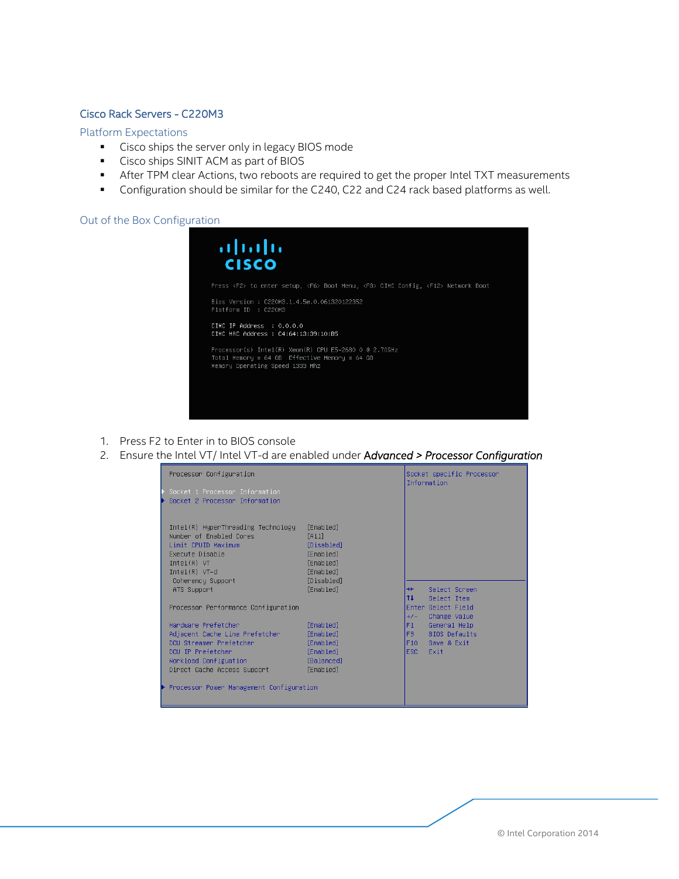## Cisco Rack Servers - C220M3

### Platform Expectations

- Cisco ships the server only in legacy BIOS mode
- Cisco ships SINIT ACM as part of BIOS
- After TPM clear Actions, two reboots are required to get the proper Intel TXT measurements
- Configuration should be similar for the C240, C22 and C24 rack based platforms as well.

### Out of the Box Configuration

```
Press <F2> to enter setup, <F6> Boot Menu, <F8> CIMC Config, <F12> Network Boot

Bios Version : C220M3.1.4.5e.0.061320122352
Platform ID  : C220M3

CIMC IP Address  : 0.0.0.0
CIMC MAC Address : C4:64:13:39:10:B5

Processor(s) Intel(R) Xeon(R) CPU E5-2680 0 @ 2.70GHz
Total Memory = 64 GB  Effective Memory = 64 GB
Memory Operating Speed 1333 Mhz
```

1. Press F2 to Enter in to BIOS console
2. Ensure the Intel VT/ Intel VT-d are enabled under ***Advanced > Processor Configuration***

```
Processor Configuration                                Socket specific Processor
                                                       Information
▶ Socket 1 Processor Information
▶ Socket 2 Processor Information

Intel(R) HyperThreading Technology     [Enabled]
Number of Enabled Cores                [All]
Limit CPUID Maximum                    [Disabled]
Execute Disable                        [Enabled]
Intel(R) VT                            [Enabled]
Intel(R) VT-d                          [Enabled]
 Coherency Support                     [Disabled]
 ATS Support                           [Enabled]      ↔   Select Screen
                                                      ↑↓  Select Item
Processor Performance Configuration                   Enter Select Field
                                                      +/- Change Value
Hardware Prefetcher                    [Enabled]      F1  General Help
Adjacent Cache Line Prefetcher         [Enabled]      F9  BIOS Defaults
DCU Streamer Prefetcher                [Enabled]      F10 Save & Exit
DCU IP Prefetcher                      [Enabled]      ESC Exit
Workload Configuation                  [Balanced]
Direct Cache Access Support            [Enabled]

▶ Processor Power Management Configuration
```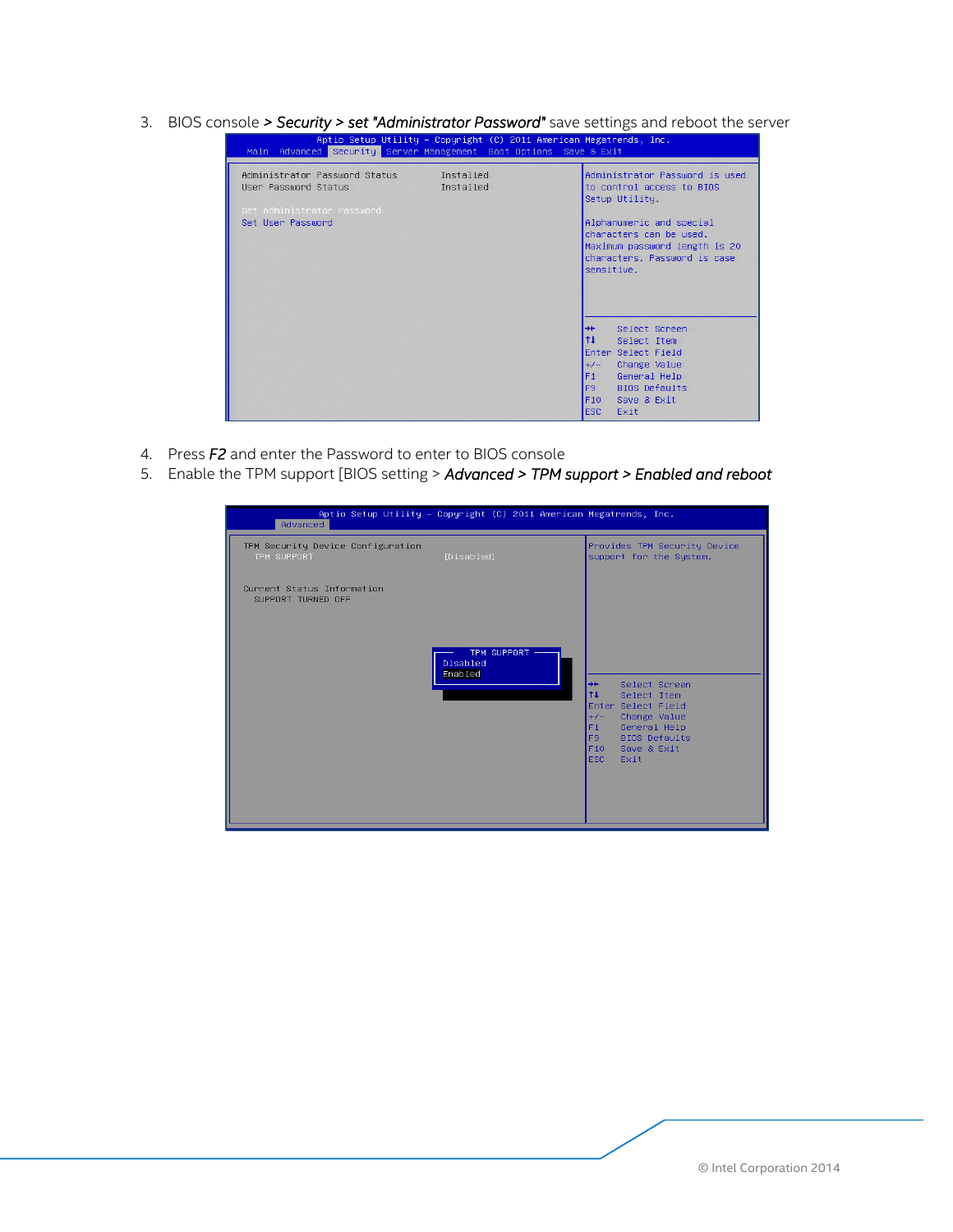3. BIOS console ***> Security > set "Administrator Password"*** save settings and reboot the server

```
Aptio Setup Utility – Copyright (C) 2011 American Megatrends, Inc.
Main  Advanced  Security  Server Management  Boot Options  Save & Exit

Administrator Password Status        Installed      Administrator Password is used
User Password Status                 Installed      to control access to BIOS
                                                    Setup Utility.
Set Administrator Password
Set User Password                                   Alphanumeric and special
                                                    characters can be used.
                                                    Maximum password length is 20
                                                    characters. Password is case
                                                    sensitive.

                                                    →←    Select Screen
                                                    ↑↓    Select Item
                                                    Enter Select Field
                                                    +/-   Change Value
                                                    F1    General Help
                                                    F9    BIOS Defaults
                                                    F10   Save & Exit
                                                    ESC   Exit
```

4. Press ***F2*** and enter the Password to enter to BIOS console
5. Enable the TPM support [BIOS setting > ***Advanced > TPM support > Enabled and reboot***

```
Aptio Setup Utility – Copyright (C) 2011 American Megatrends, Inc.
Advanced

TPM Security Device Configuration                   Provides TPM Security Device
  TPM SUPPORT                  [Disabled]           support for the System.

Current Status Information
  SUPPORT TURNED OFF

                         ── TPM SUPPORT ──
                         Disabled
                         Enabled
                                                    →←    Select Screen
                                                    ↑↓    Select Item
                                                    Enter Select Field
                                                    +/-   Change Value
                                                    F1    General Help
                                                    F9    BIOS Defaults
                                                    F10   Save & Exit
                                                    ESC   Exit
```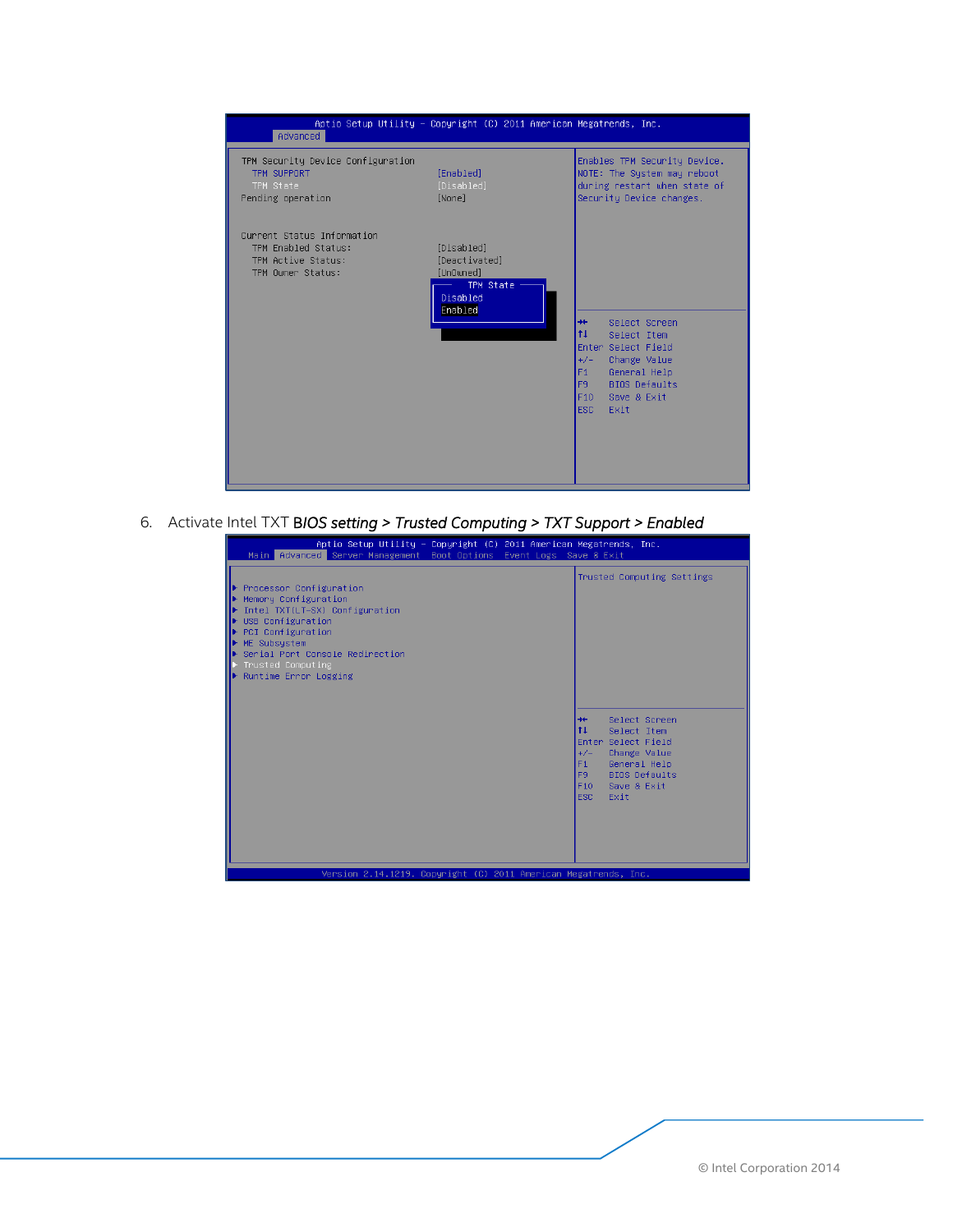```
Aptio Setup Utility - Copyright (C) 2011 American Megatrends, Inc.
Advanced

TPM Security Device Configuration                      Enables TPM Security Device.
  TPM SUPPORT                    [Enabled]             NOTE: The System may reboot
  TPM State                      [Disabled]            during restart when state of
Pending operation                [None]                Security Device changes.

Current Status Information
  TPM Enabled Status:            [Disabled]
  TPM Active Status:             [Deactivated]
  TPM Owner Status:              [UnOwned]
                                 ┌ TPM State ┐
                                 │ Disabled  │
                                 │ Enabled   │
                                 └───────────┘
                                                       ↔     Select Screen
                                                       ↑↓    Select Item
                                                       Enter Select Field
                                                       +/-   Change Value
                                                       F1    General Help
                                                       F9    BIOS Defaults
                                                       F10   Save & Exit
                                                       ESC   Exit
```

6. Activate Intel TXT *BIOS setting > Trusted Computing > TXT Support > Enabled*

```
Aptio Setup Utility - Copyright (C) 2011 American Megatrends, Inc.
Main  Advanced  Server Management  Boot Options  Event Logs  Save & Exit

▶ Processor Configuration                               Trusted Computing Settings
▶ Memory Configuration
▶ Intel TXT(LT-SX) Configuration
▶ USB Configuration
▶ PCI Configuration
▶ ME Subsystem
▶ Serial Port Console Redirection
▶ Trusted Computing
▶ Runtime Error Logging
                                                        ↔     Select Screen
                                                        ↑↓    Select Item
                                                        Enter Select Field
                                                        +/-   Change Value
                                                        F1    General Help
                                                        F9    BIOS Defaults
                                                        F10   Save & Exit
                                                        ESC   Exit

Version 2.14.1219. Copyright (C) 2011 American Megatrends, Inc.
```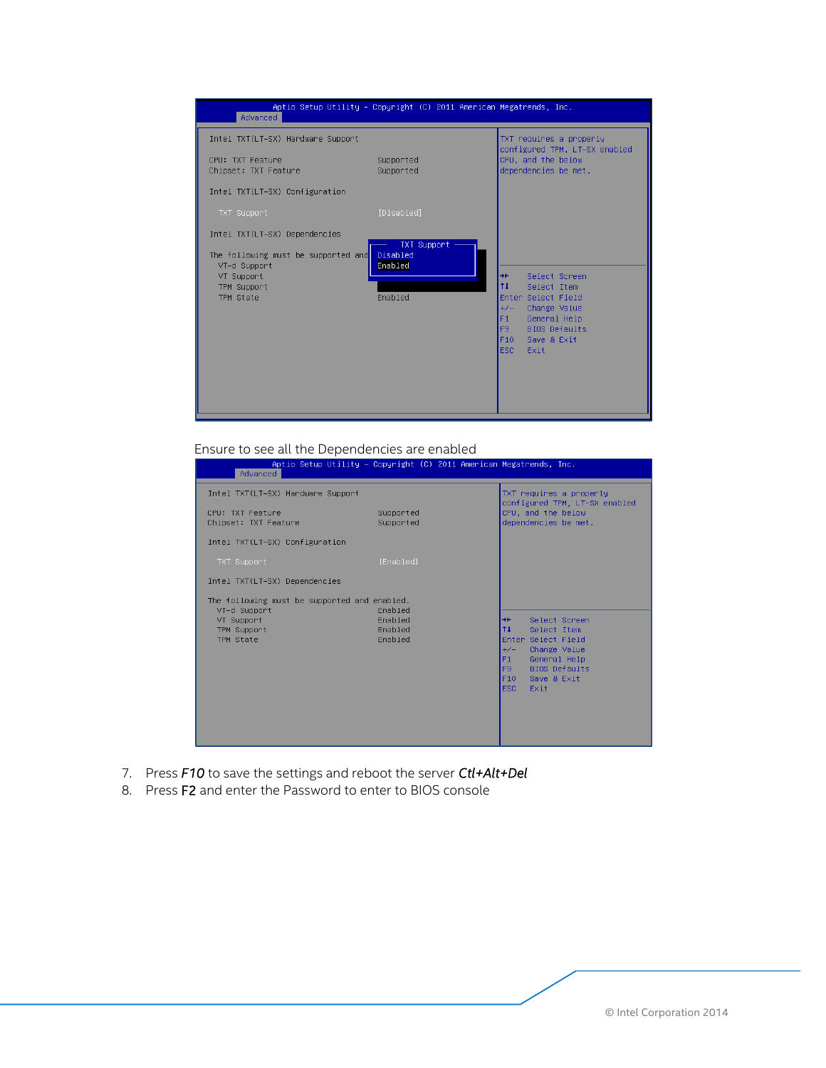Ensure to see all the Dependencies are enabled

7. Press *F10* to save the settings and reboot the server ***Ctl+Alt+Del***
8. Press F2 and enter the Password to enter to BIOS console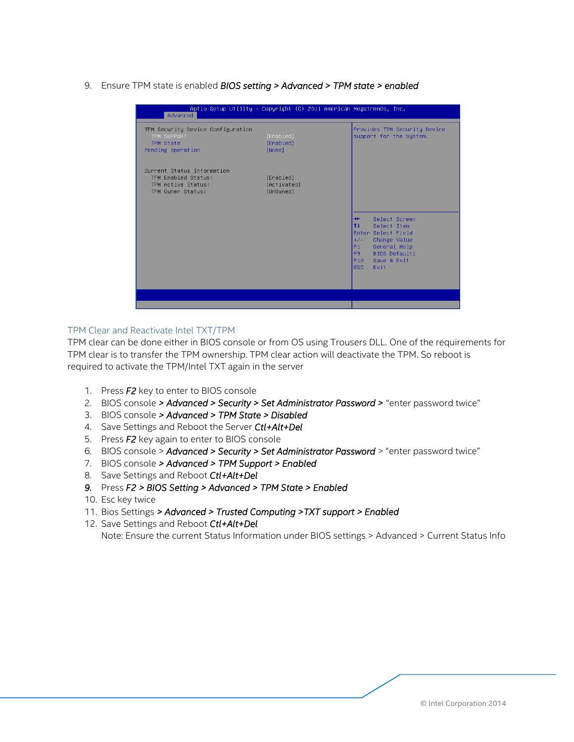9. Ensure TPM state is enabled ***BIOS setting > Advanced > TPM state > enabled***

```
Aptio Setup Utility – Copyright (C) 2011 American Megatrends, Inc.
Advanced

TPM Security Device Configuration                           Provides TPM Security Device
  TPM SUPPORT                       [Enabled]               support for the System.
  TPM State                         [Enabled]
Pending operation                   [None]

Current Status Information
  TPM Enabled Status:               [Enabled]
  TPM Active Status:                [Activated]
  TPM Owner Status:                 [UnOwned]

                                                            →←    Select Screen
                                                            ↑↓    Select Item
                                                            Enter Select Field
                                                            +/-   Change Value
                                                            F1    General Help
                                                            F9    BIOS Defaults
                                                            F10   Save & Exit
                                                            ESC   Exit
```

## TPM Clear and Reactivate Intel TXT/TPM

TPM clear can be done either in BIOS console or from OS using Trousers DLL. One of the requirements for TPM clear is to transfer the TPM ownership. TPM clear action will deactivate the TPM. So reboot is required to activate the TPM/Intel TXT again in the server

1. Press ***F2*** key to enter to BIOS console
2. BIOS console ***> Advanced > Security > Set Administrator Password >*** "enter password twice"
3. BIOS console ***> Advanced > TPM State > Disabled***
4. Save Settings and Reboot the Server ***Ctl+Alt+Del***
5. Press ***F2*** key again to enter to BIOS console
6. BIOS console > ***Advanced > Security > Set Administrator Password*** > "enter password twice"
7. BIOS console ***> Advanced > TPM Support > Enabled***
8. Save Settings and Reboot ***Ctl+Alt+Del***
9. Press ***F2 > BIOS Setting > Advanced > TPM State > Enabled***
10. Esc key twice
11. Bios Settings ***> Advanced > Trusted Computing >TXT support > Enabled***
12. Save Settings and Reboot ***Ctl+Alt+Del***

    Note: Ensure the current Status Information under BIOS settings > Advanced > Current Status Info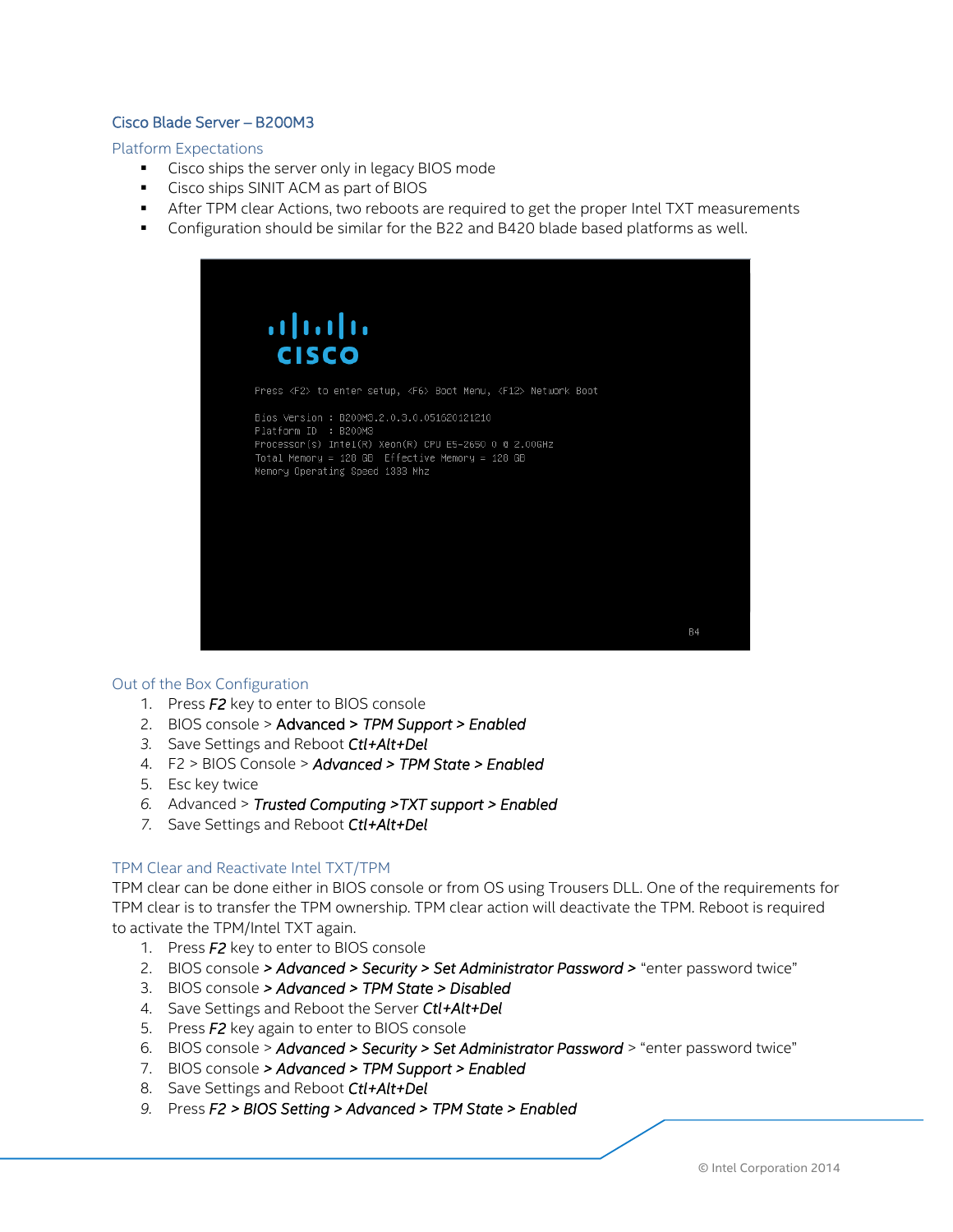### Cisco Blade Server – B200M3

#### Platform Expectations

- Cisco ships the server only in legacy BIOS mode
- Cisco ships SINIT ACM as part of BIOS
- After TPM clear Actions, two reboots are required to get the proper Intel TXT measurements
- Configuration should be similar for the B22 and B420 blade based platforms as well.

#### Out of the Box Configuration

1. Press *F2* key to enter to BIOS console
2. BIOS console > Advanced > *TPM Support > Enabled*
3. Save Settings and Reboot *Ctl+Alt+Del*
4. F2 > BIOS Console > *Advanced > TPM State > Enabled*
5. Esc key twice
6. Advanced > *Trusted Computing >TXT support > Enabled*
7. Save Settings and Reboot *Ctl+Alt+Del*

#### TPM Clear and Reactivate Intel TXT/TPM

TPM clear can be done either in BIOS console or from OS using Trousers DLL. One of the requirements for TPM clear is to transfer the TPM ownership. TPM clear action will deactivate the TPM. Reboot is required to activate the TPM/Intel TXT again.

1. Press *F2* key to enter to BIOS console
2. BIOS console *> Advanced > Security > Set Administrator Password >* "enter password twice"
3. BIOS console *> Advanced > TPM State > Disabled*
4. Save Settings and Reboot the Server *Ctl+Alt+Del*
5. Press *F2* key again to enter to BIOS console
6. BIOS console > *Advanced > Security > Set Administrator Password* > "enter password twice"
7. BIOS console *> Advanced > TPM Support > Enabled*
8. Save Settings and Reboot *Ctl+Alt+Del*
9. Press *F2 > BIOS Setting > Advanced > TPM State > Enabled*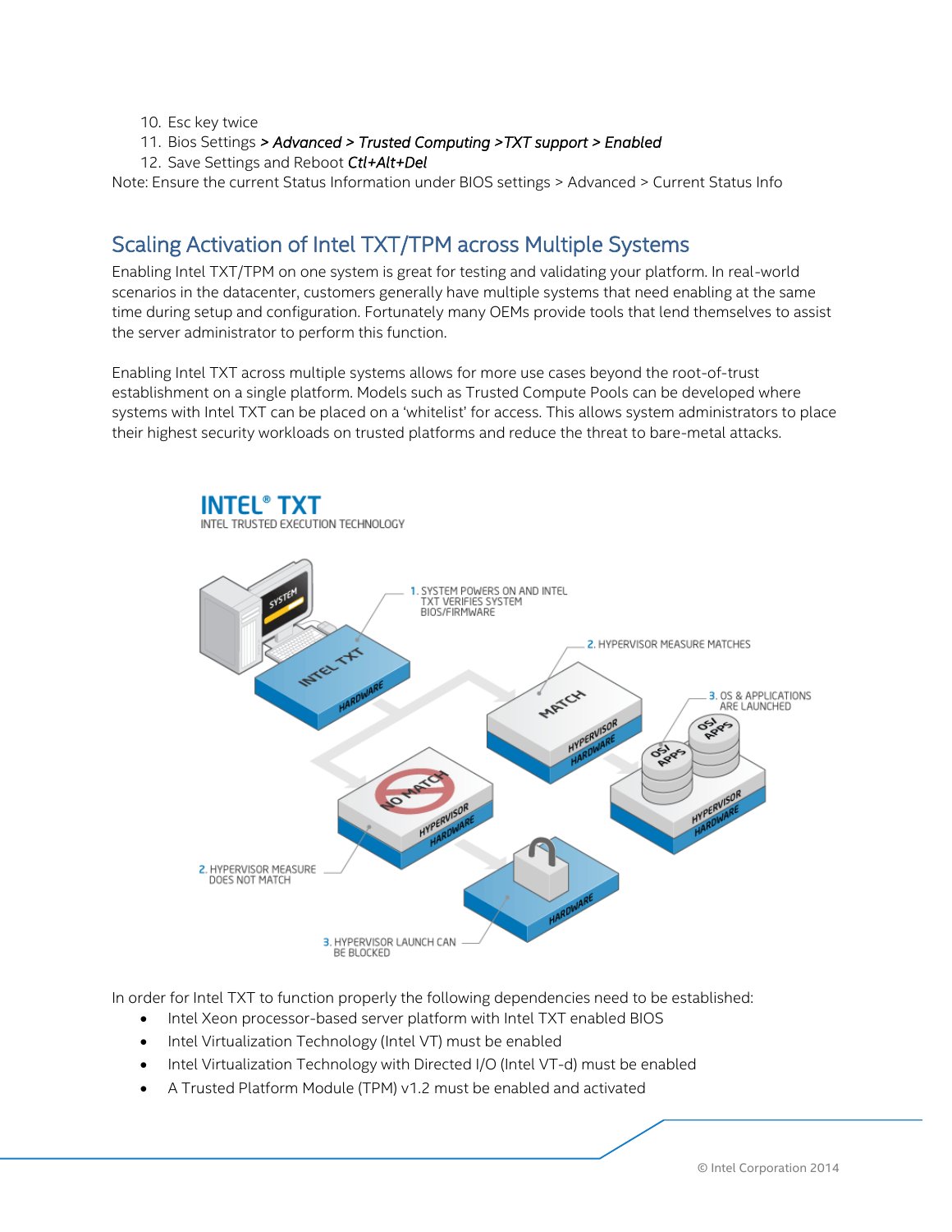10. Esc key twice
11. Bios Settings *> Advanced > Trusted Computing >TXT support > Enabled*
12. Save Settings and Reboot *Ctl+Alt+Del*

Note: Ensure the current Status Information under BIOS settings > Advanced > Current Status Info

## Scaling Activation of Intel TXT/TPM across Multiple Systems

Enabling Intel TXT/TPM on one system is great for testing and validating your platform. In real-world scenarios in the datacenter, customers generally have multiple systems that need enabling at the same time during setup and configuration. Fortunately many OEMs provide tools that lend themselves to assist the server administrator to perform this function.

Enabling Intel TXT across multiple systems allows for more use cases beyond the root-of-trust establishment on a single platform. Models such as Trusted Compute Pools can be developed where systems with Intel TXT can be placed on a 'whitelist' for access. This allows system administrators to place their highest security workloads on trusted platforms and reduce the threat to bare-metal attacks.

In order for Intel TXT to function properly the following dependencies need to be established:

- Intel Xeon processor-based server platform with Intel TXT enabled BIOS
- Intel Virtualization Technology (Intel VT) must be enabled
- Intel Virtualization Technology with Directed I/O (Intel VT-d) must be enabled
- A Trusted Platform Module (TPM) v1.2 must be enabled and activated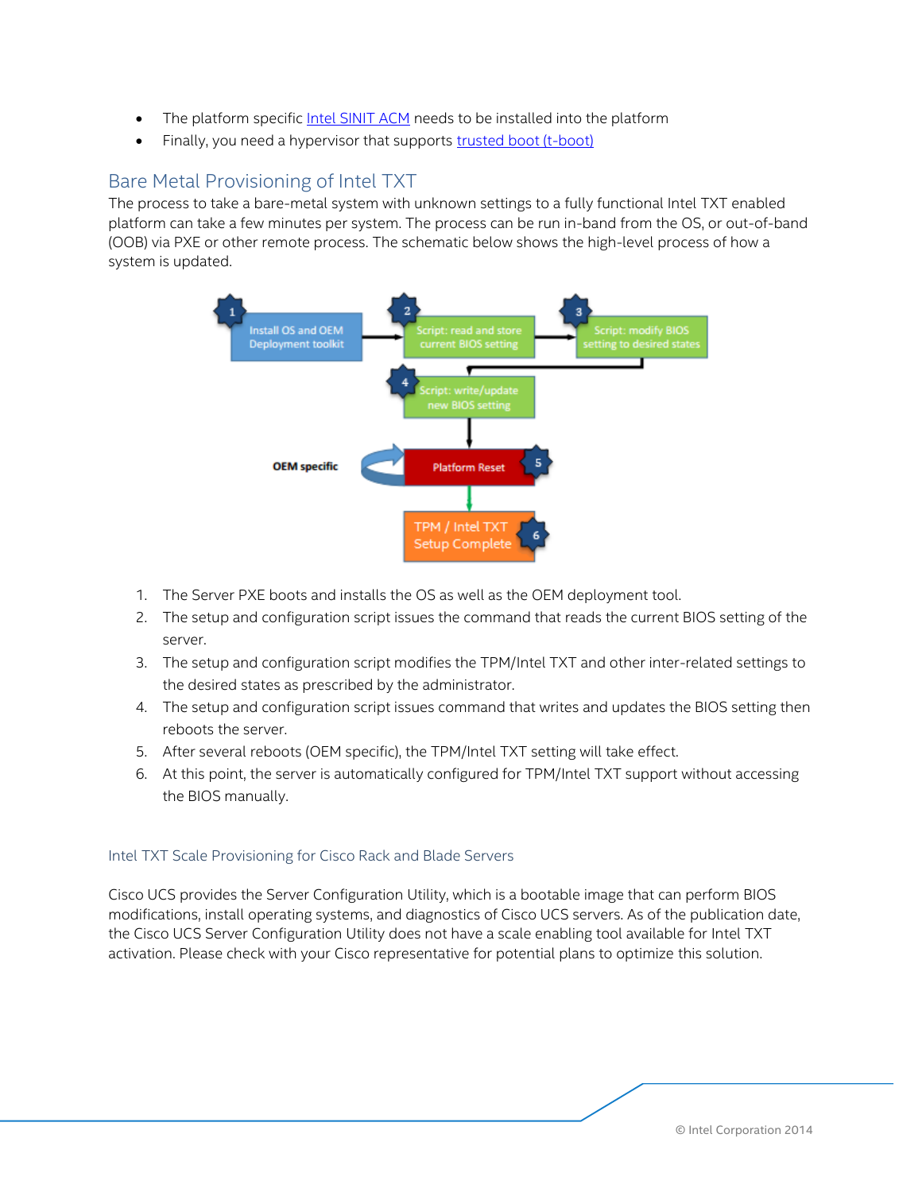- The platform specific Intel SINIT ACM needs to be installed into the platform
- Finally, you need a hypervisor that supports trusted boot (t-boot)

## Bare Metal Provisioning of Intel TXT

The process to take a bare-metal system with unknown settings to a fully functional Intel TXT enabled platform can take a few minutes per system. The process can be run in-band from the OS, or out-of-band (OOB) via PXE or other remote process. The schematic below shows the high-level process of how a system is updated.

1. The Server PXE boots and installs the OS as well as the OEM deployment tool.
2. The setup and configuration script issues the command that reads the current BIOS setting of the server.
3. The setup and configuration script modifies the TPM/Intel TXT and other inter-related settings to the desired states as prescribed by the administrator.
4. The setup and configuration script issues command that writes and updates the BIOS setting then reboots the server.
5. After several reboots (OEM specific), the TPM/Intel TXT setting will take effect.
6. At this point, the server is automatically configured for TPM/Intel TXT support without accessing the BIOS manually.

### Intel TXT Scale Provisioning for Cisco Rack and Blade Servers

Cisco UCS provides the Server Configuration Utility, which is a bootable image that can perform BIOS modifications, install operating systems, and diagnostics of Cisco UCS servers. As of the publication date, the Cisco UCS Server Configuration Utility does not have a scale enabling tool available for Intel TXT activation. Please check with your Cisco representative for potential plans to optimize this solution.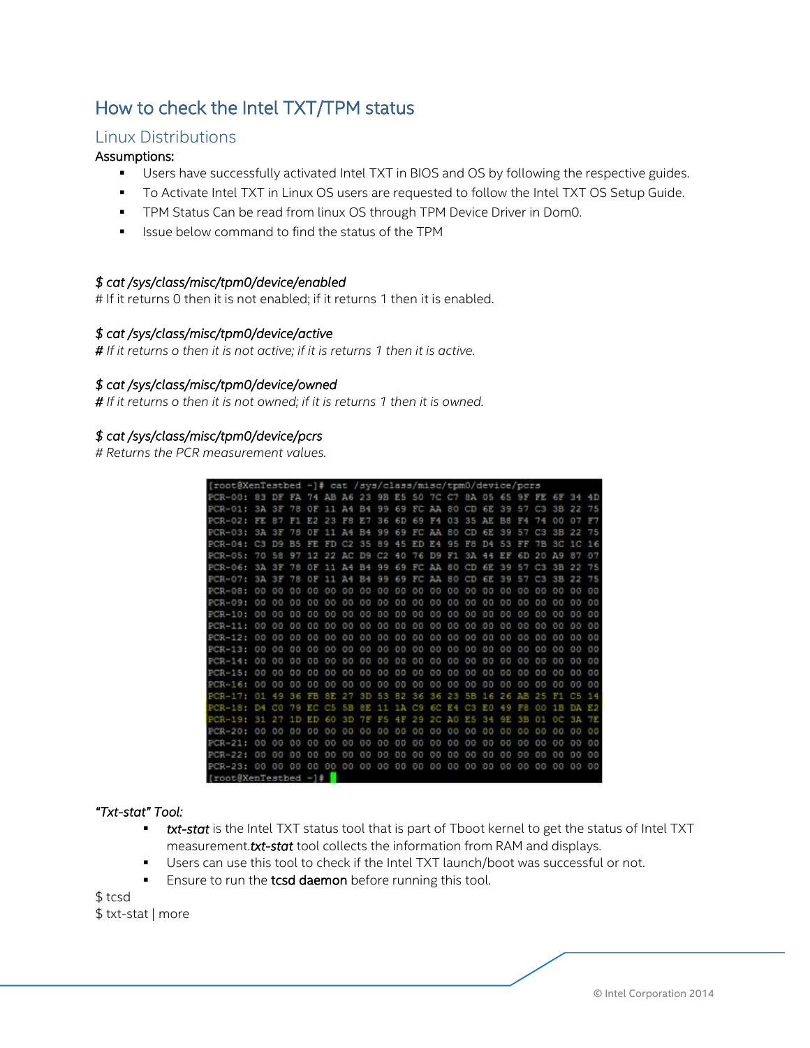## How to check the Intel TXT/TPM status

### Linux Distributions

**Assumptions:**

- Users have successfully activated Intel TXT in BIOS and OS by following the respective guides.
- To Activate Intel TXT in Linux OS users are requested to follow the Intel TXT OS Setup Guide.
- TPM Status Can be read from linux OS through TPM Device Driver in Dom0.
- Issue below command to find the status of the TPM

*$ cat /sys/class/misc/tpm0/device/enabled*

# If it returns 0 then it is not enabled; if it returns 1 then it is enabled.

*$ cat /sys/class/misc/tpm0/device/active*

*# If it returns o then it is not active; if it is returns 1 then it is active.*

*$ cat /sys/class/misc/tpm0/device/owned*

*# If it returns o then it is not owned; if it is returns 1 then it is owned.*

*$ cat /sys/class/misc/tpm0/device/pcrs*

*# Returns the PCR measurement values.*

```
[root@XenTestbed ~]# cat /sys/class/misc/tpm0/device/pcrs
PCR-00: 83 DF FA 74 AB A6 23 9B E5 50 7C C7 8A 05 65 9F FE 6F 34 4D
PCR-01: 3A 3F 78 0F 11 A4 B4 99 69 FC AA 80 CD 6E 39 57 C3 3B 22 75
PCR-02: FE 87 F1 E2 23 F8 E7 36 6D 69 F4 03 35 AE B8 F4 74 00 07 F7
PCR-03: 3A 3F 78 0F 11 A4 B4 99 69 FC AA 80 CD 6E 39 57 C3 3B 22 75
PCR-04: C3 D9 B5 FE FD C2 35 89 45 ED E4 95 F8 D4 53 FF 7B 3C 1C 16
PCR-05: 70 58 97 12 22 AC D9 C2 40 76 D9 F1 3A 44 EF 6D 20 A9 87 07
PCR-06: 3A 3F 78 0F 11 A4 B4 99 69 FC AA 80 CD 6E 39 57 C3 3B 22 75
PCR-07: 3A 3F 78 0F 11 A4 B4 99 69 FC AA 80 CD 6E 39 57 C3 3B 22 75
PCR-08: 00 00 00 00 00 00 00 00 00 00 00 00 00 00 00 00 00 00 00 00
PCR-09: 00 00 00 00 00 00 00 00 00 00 00 00 00 00 00 00 00 00 00 00
PCR-10: 00 00 00 00 00 00 00 00 00 00 00 00 00 00 00 00 00 00 00 00
PCR-11: 00 00 00 00 00 00 00 00 00 00 00 00 00 00 00 00 00 00 00 00
PCR-12: 00 00 00 00 00 00 00 00 00 00 00 00 00 00 00 00 00 00 00 00
PCR-13: 00 00 00 00 00 00 00 00 00 00 00 00 00 00 00 00 00 00 00 00
PCR-14: 00 00 00 00 00 00 00 00 00 00 00 00 00 00 00 00 00 00 00 00
PCR-15: 00 00 00 00 00 00 00 00 00 00 00 00 00 00 00 00 00 00 00 00
PCR-16: 00 00 00 00 00 00 00 00 00 00 00 00 00 00 00 00 00 00 00 00
PCR-17: 01 49 36 FB 8E 27 3D 53 82 36 36 23 5B 16 26 AB 25 F1 C5 14
PCR-18: D4 C0 79 EC C5 5B 8E 11 1A C9 6C E4 C3 E0 49 F8 00 1B DA E2
PCR-19: 31 27 1D ED 60 3D 7F F5 4F 29 2C A0 E5 34 9E 3B 01 0C 3A 7E
PCR-20: 00 00 00 00 00 00 00 00 00 00 00 00 00 00 00 00 00 00 00 00
PCR-21: 00 00 00 00 00 00 00 00 00 00 00 00 00 00 00 00 00 00 00 00
PCR-22: 00 00 00 00 00 00 00 00 00 00 00 00 00 00 00 00 00 00 00 00
PCR-23: 00 00 00 00 00 00 00 00 00 00 00 00 00 00 00 00 00 00 00 00
[root@XenTestbed ~]#
```

*"Txt-stat" Tool:*

- *txt-stat* is the Intel TXT status tool that is part of Tboot kernel to get the status of Intel TXT measurement.***txt-stat*** tool collects the information from RAM and displays.
- Users can use this tool to check if the Intel TXT launch/boot was successful or not.
- Ensure to run the **tcsd daemon** before running this tool.

```
$ tcsd
$ txt-stat | more
```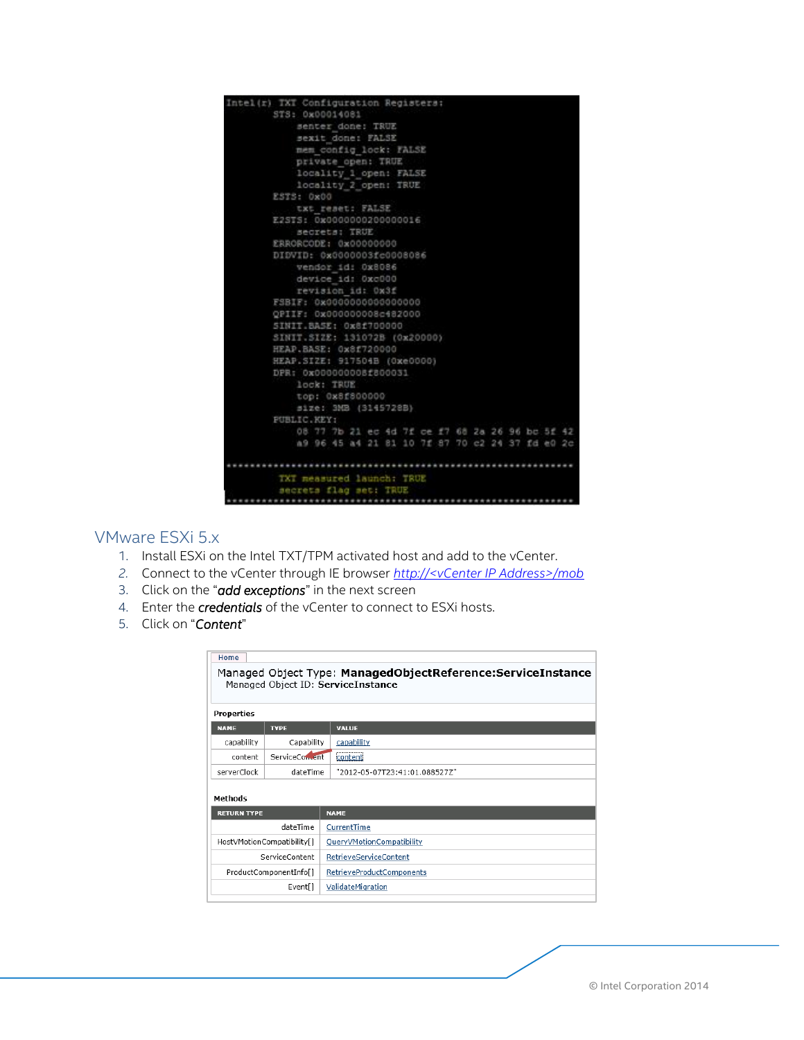```
Intel(r) TXT Configuration Registers:
        STS: 0x00014081
            senter_done: TRUE
            sexit_done: FALSE
            mem_config_lock: FALSE
            private_open: TRUE
            locality_1_open: FALSE
            locality_2_open: TRUE
        ESTS: 0x00
            txt_reset: FALSE
        E2STS: 0x0000000200000016
            secrets: TRUE
        ERRORCODE: 0x00000000
        DIDVID: 0x0000003fc0008086
            vendor_id: 0x8086
            device_id: 0xc000
            revision_id: 0x3f
        FSBIF: 0x0000000000000000
        QPIIF: 0x000000008c482000
        SINIT.BASE: 0x8f700000
        SINIT.SIZE: 131072B (0x20000)
        HEAP.BASE: 0x8f720000
        HEAP.SIZE: 917504B (0xe0000)
        DPR: 0x000000008f800031
            lock: TRUE
            top: 0x8f800000
            size: 3MB (3145728B)
        PUBLIC.KEY:
            08 77 7b 21 ec 4d 7f ce f7 68 2a 26 96 bc 5f 42
            a9 96 45 a4 21 81 10 7f 87 70 c2 24 37 fd e0 2c

************************************************************
          TXT measured launch: TRUE
          secrets flag set: TRUE
************************************************************
```

## VMware ESXi 5.x

1. Install ESXi on the Intel TXT/TPM activated host and add to the vCenter.
2. Connect to the vCenter through IE browser *http://<vCenter IP Address>/mob*
3. Click on the "***add exceptions***" in the next screen
4. Enter the ***credentials*** of the vCenter to connect to ESXi hosts.
5. Click on "*Content*"

Home

Managed Object Type: **ManagedObjectReference:ServiceInstance**
Managed Object ID: **ServiceInstance**

**Properties**

| NAME | TYPE | VALUE |
|---|---|---|
| capability | Capability | capability |
| content | ServiceContent | content |
| serverClock | dateTime | "2012-05-07T23:41:01.088527Z" |

**Methods**

| RETURN TYPE | NAME |
|---|---|
| dateTime | CurrentTime |
| HostVMotionCompatibility[] | QueryVMotionCompatibility |
| ServiceContent | RetrieveServiceContent |
| ProductComponentInfo[] | RetrieveProductComponents |
| Event[] | ValidateMigration |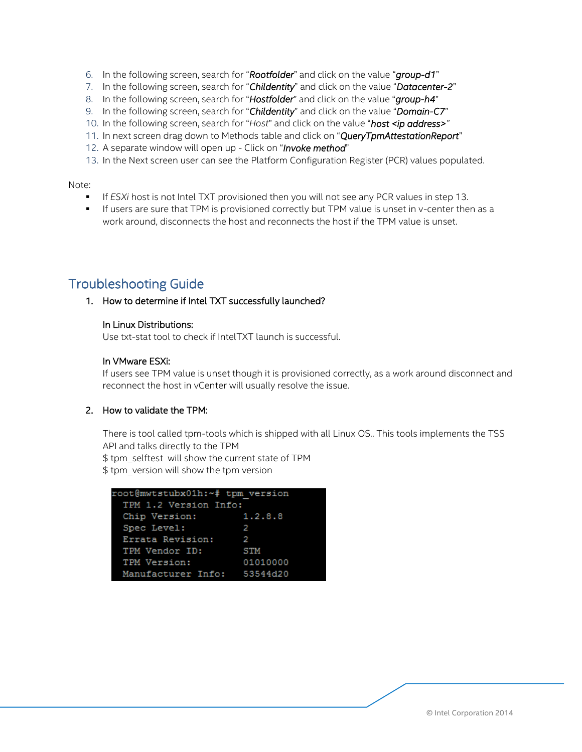6. In the following screen, search for "***Rootfolder***" and click on the value "***group-d1***"
7. In the following screen, search for "***Childentity***" and click on the value "***Datacenter-2***"
8. In the following screen, search for "***Hostfolder***" and click on the value "***group-h4***"
9. In the following screen, search for "***Childentity***" and click on the value "***Domain-C7***"
10. In the following screen, search for "*Host*" and click on the value "***host <ip address>***"
11. In next screen drag down to Methods table and click on "***QueryTpmAttestationReport***"
12. A separate window will open up - Click on "***Invoke method***"
13. In the Next screen user can see the Platform Configuration Register (PCR) values populated.

Note:

- If *ESXi* host is not Intel TXT provisioned then you will not see any PCR values in step 13.
- If users are sure that TPM is provisioned correctly but TPM value is unset in v-center then as a work around, disconnects the host and reconnects the host if the TPM value is unset.

## Troubleshooting Guide

1. How to determine if Intel TXT successfully launched?

   In Linux Distributions:
   Use txt-stat tool to check if IntelTXT launch is successful.

   In VMware ESXi:
   If users see TPM value is unset though it is provisioned correctly, as a work around disconnect and reconnect the host in vCenter will usually resolve the issue.

2. How to validate the TPM:

   There is tool called tpm-tools which is shipped with all Linux OS.. This tools implements the TSS API and talks directly to the TPM
   $ tpm_selftest will show the current state of TPM
   $ tpm_version will show the tpm version

```
root@mwtstubx01h:~# tpm_version
  TPM 1.2 Version Info:
  Chip Version:        1.2.8.8
  Spec Level:          2
  Errata Revision:     2
  TPM Vendor ID:       STM
  TPM Version:         01010000
  Manufacturer Info:   53544d20
```